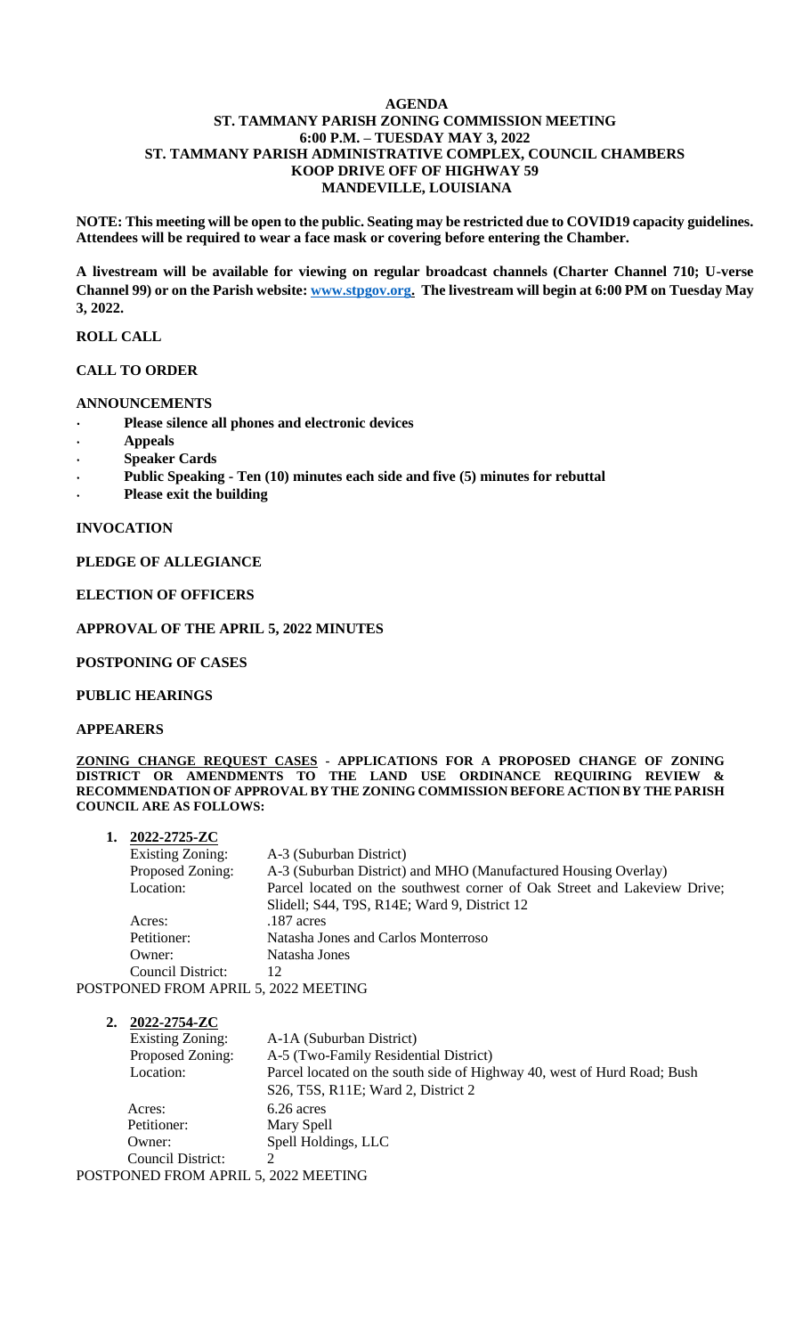# AGENDA
## ST. TAMMANY PARISH ZONING COMMISSION MEETING
## 6:00 P.M. – TUESDAY MAY 3, 2022
## ST. TAMMANY PARISH ADMINISTRATIVE COMPLEX, COUNCIL CHAMBERS
## KOOP DRIVE OFF OF HIGHWAY 59
## MANDEVILLE, LOUISIANA

**NOTE: This meeting will be open to the public. Seating may be restricted due to COVID19 capacity guidelines. Attendees will be required to wear a face mask or covering before entering the Chamber.**

**A livestream will be available for viewing on regular broadcast channels (Charter Channel 710; U-verse Channel 99) or on the Parish website: www.stpgov.org. The livestream will begin at 6:00 PM on Tuesday May 3, 2022.**

**ROLL CALL**

**CALL TO ORDER**

**ANNOUNCEMENTS**

- **Please silence all phones and electronic devices**
- **Appeals**
- **Speaker Cards**
- **Public Speaking - Ten (10) minutes each side and five (5) minutes for rebuttal**
- **Please exit the building**

**INVOCATION**

**PLEDGE OF ALLEGIANCE**

**ELECTION OF OFFICERS**

**APPROVAL OF THE APRIL 5, 2022 MINUTES**

**POSTPONING OF CASES**

**PUBLIC HEARINGS**

**APPEARERS**

**ZONING CHANGE REQUEST CASES - APPLICATIONS FOR A PROPOSED CHANGE OF ZONING DISTRICT OR AMENDMENTS TO THE LAND USE ORDINANCE REQUIRING REVIEW & RECOMMENDATION OF APPROVAL BY THE ZONING COMMISSION BEFORE ACTION BY THE PARISH COUNCIL ARE AS FOLLOWS:**

1. **2022-2725-ZC**

   Existing Zoning: A-3 (Suburban District)
   Proposed Zoning: A-3 (Suburban District) and MHO (Manufactured Housing Overlay)
   Location: Parcel located on the southwest corner of Oak Street and Lakeview Drive; Slidell; S44, T9S, R14E; Ward 9, District 12
   Acres: .187 acres
   Petitioner: Natasha Jones and Carlos Monterroso
   Owner: Natasha Jones
   Council District: 12

   POSTPONED FROM APRIL 5, 2022 MEETING

2. **2022-2754-ZC**

   Existing Zoning: A-1A (Suburban District)
   Proposed Zoning: A-5 (Two-Family Residential District)
   Location: Parcel located on the south side of Highway 40, west of Hurd Road; Bush S26, T5S, R11E; Ward 2, District 2
   Acres: 6.26 acres
   Petitioner: Mary Spell
   Owner: Spell Holdings, LLC
   Council District: 2

   POSTPONED FROM APRIL 5, 2022 MEETING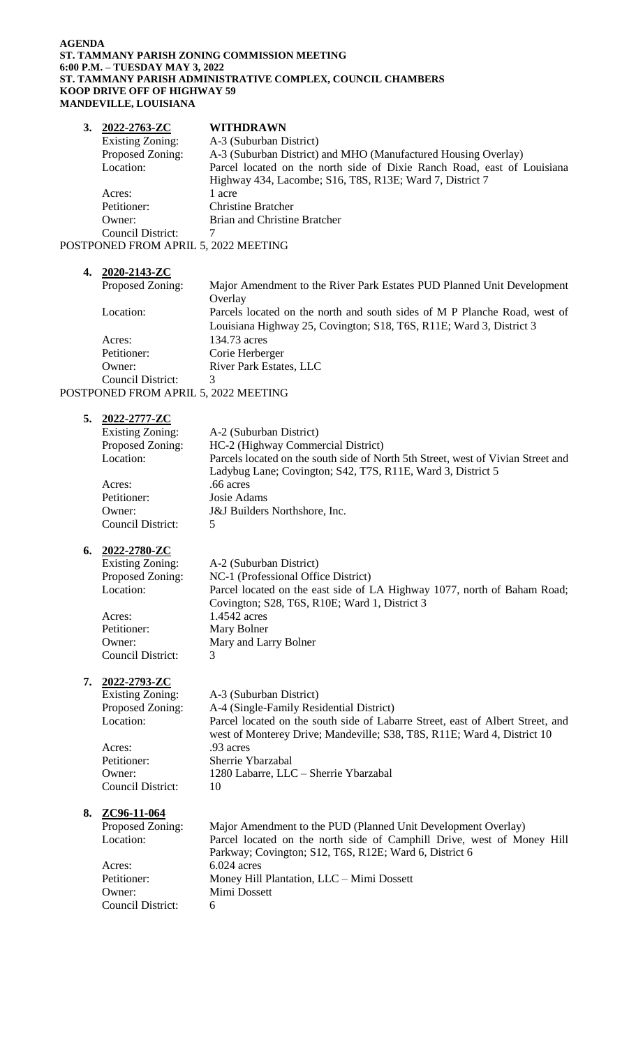**AGENDA**
**ST. TAMMANY PARISH ZONING COMMISSION MEETING**
**6:00 P.M. – TUESDAY MAY 3, 2022**
**ST. TAMMANY PARISH ADMINISTRATIVE COMPLEX, COUNCIL CHAMBERS**
**KOOP DRIVE OFF OF HIGHWAY 59**
**MANDEVILLE, LOUISIANA**

**3. 2022-2763-ZC** **WITHDRAWN**

| | |
|---|---|
| Existing Zoning: | A-3 (Suburban District) |
| Proposed Zoning: | A-3 (Suburban District) and MHO (Manufactured Housing Overlay) |
| Location: | Parcel located on the north side of Dixie Ranch Road, east of Louisiana Highway 434, Lacombe; S16, T8S, R13E; Ward 7, District 7 |
| Acres: | 1 acre |
| Petitioner: | Christine Bratcher |
| Owner: | Brian and Christine Bratcher |
| Council District: | 7 |

POSTPONED FROM APRIL 5, 2022 MEETING

**4. 2020-2143-ZC**

| | |
|---|---|
| Proposed Zoning: | Major Amendment to the River Park Estates PUD Planned Unit Development Overlay |
| Location: | Parcels located on the north and south sides of M P Planche Road, west of Louisiana Highway 25, Covington; S18, T6S, R11E; Ward 3, District 3 |
| Acres: | 134.73 acres |
| Petitioner: | Corie Herberger |
| Owner: | River Park Estates, LLC |
| Council District: | 3 |

POSTPONED FROM APRIL 5, 2022 MEETING

**5. 2022-2777-ZC**

| | |
|---|---|
| Existing Zoning: | A-2 (Suburban District) |
| Proposed Zoning: | HC-2 (Highway Commercial District) |
| Location: | Parcels located on the south side of North 5th Street, west of Vivian Street and Ladybug Lane; Covington; S42, T7S, R11E, Ward 3, District 5 |
| Acres: | .66 acres |
| Petitioner: | Josie Adams |
| Owner: | J&J Builders Northshore, Inc. |
| Council District: | 5 |

**6. 2022-2780-ZC**

| | |
|---|---|
| Existing Zoning: | A-2 (Suburban District) |
| Proposed Zoning: | NC-1 (Professional Office District) |
| Location: | Parcel located on the east side of LA Highway 1077, north of Baham Road; Covington; S28, T6S, R10E; Ward 1, District 3 |
| Acres: | 1.4542 acres |
| Petitioner: | Mary Bolner |
| Owner: | Mary and Larry Bolner |
| Council District: | 3 |

**7. 2022-2793-ZC**

| | |
|---|---|
| Existing Zoning: | A-3 (Suburban District) |
| Proposed Zoning: | A-4 (Single-Family Residential District) |
| Location: | Parcel located on the south side of Labarre Street, east of Albert Street, and west of Monterey Drive; Mandeville; S38, T8S, R11E; Ward 4, District 10 |
| Acres: | .93 acres |
| Petitioner: | Sherrie Ybarzabal |
| Owner: | 1280 Labarre, LLC – Sherrie Ybarzabal |
| Council District: | 10 |

**8. ZC96-11-064**

| | |
|---|---|
| Proposed Zoning: | Major Amendment to the PUD (Planned Unit Development Overlay) |
| Location: | Parcel located on the north side of Camphill Drive, west of Money Hill Parkway; Covington; S12, T6S, R12E; Ward 6, District 6 |
| Acres: | 6.024 acres |
| Petitioner: | Money Hill Plantation, LLC – Mimi Dossett |
| Owner: | Mimi Dossett |
| Council District: | 6 |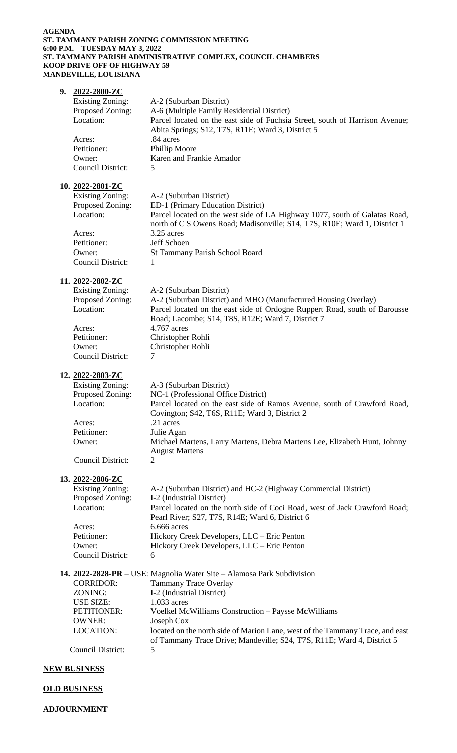**AGENDA**
**ST. TAMMANY PARISH ZONING COMMISSION MEETING**
**6:00 P.M. – TUESDAY MAY 3, 2022**
**ST. TAMMANY PARISH ADMINISTRATIVE COMPLEX, COUNCIL CHAMBERS**
**KOOP DRIVE OFF OF HIGHWAY 59**
**MANDEVILLE, LOUISIANA**

**9. 2022-2800-ZC**

| | |
|---|---|
| Existing Zoning: | A-2 (Suburban District) |
| Proposed Zoning: | A-6 (Multiple Family Residential District) |
| Location: | Parcel located on the east side of Fuchsia Street, south of Harrison Avenue; Abita Springs; S12, T7S, R11E; Ward 3, District 5 |
| Acres: | .84 acres |
| Petitioner: | Phillip Moore |
| Owner: | Karen and Frankie Amador |
| Council District: | 5 |

**10. 2022-2801-ZC**

| | |
|---|---|
| Existing Zoning: | A-2 (Suburban District) |
| Proposed Zoning: | ED-1 (Primary Education District) |
| Location: | Parcel located on the west side of LA Highway 1077, south of Galatas Road, north of C S Owens Road; Madisonville; S14, T7S, R10E; Ward 1, District 1 |
| Acres: | 3.25 acres |
| Petitioner: | Jeff Schoen |
| Owner: | St Tammany Parish School Board |
| Council District: | 1 |

**11. 2022-2802-ZC**

| | |
|---|---|
| Existing Zoning: | A-2 (Suburban District) |
| Proposed Zoning: | A-2 (Suburban District) and MHO (Manufactured Housing Overlay) |
| Location: | Parcel located on the east side of Ordogne Ruppert Road, south of Barousse Road; Lacombe; S14, T8S, R12E; Ward 7, District 7 |
| Acres: | 4.767 acres |
| Petitioner: | Christopher Rohli |
| Owner: | Christopher Rohli |
| Council District: | 7 |

**12. 2022-2803-ZC**

| | |
|---|---|
| Existing Zoning: | A-3 (Suburban District) |
| Proposed Zoning: | NC-1 (Professional Office District) |
| Location: | Parcel located on the east side of Ramos Avenue, south of Crawford Road, Covington; S42, T6S, R11E; Ward 3, District 2 |
| Acres: | .21 acres |
| Petitioner: | Julie Agan |
| Owner: | Michael Martens, Larry Martens, Debra Martens Lee, Elizabeth Hunt, Johnny August Martens |
| Council District: | 2 |

**13. 2022-2806-ZC**

| | |
|---|---|
| Existing Zoning: | A-2 (Suburban District) and HC-2 (Highway Commercial District) |
| Proposed Zoning: | I-2 (Industrial District) |
| Location: | Parcel located on the north side of Coci Road, west of Jack Crawford Road; Pearl River; S27, T7S, R14E; Ward 6, District 6 |
| Acres: | 6.666 acres |
| Petitioner: | Hickory Creek Developers, LLC – Eric Penton |
| Owner: | Hickory Creek Developers, LLC – Eric Penton |
| Council District: | 6 |

**14. 2022-2828-PR** – USE: Magnolia Water Site – Alamosa Park Subdivision

| | |
|---|---|
| CORRIDOR: | Tammany Trace Overlay |
| ZONING: | I-2 (Industrial District) |
| USE SIZE: | 1.033 acres |
| PETITIONER: | Voelkel McWilliams Construction – Paysse McWilliams |
| OWNER: | Joseph Cox |
| LOCATION: | located on the north side of Marion Lane, west of the Tammany Trace, and east of Tammany Trace Drive; Mandeville; S24, T7S, R11E; Ward 4, District 5 |
| Council District: | 5 |

**NEW BUSINESS**

**OLD BUSINESS**

**ADJOURNMENT**